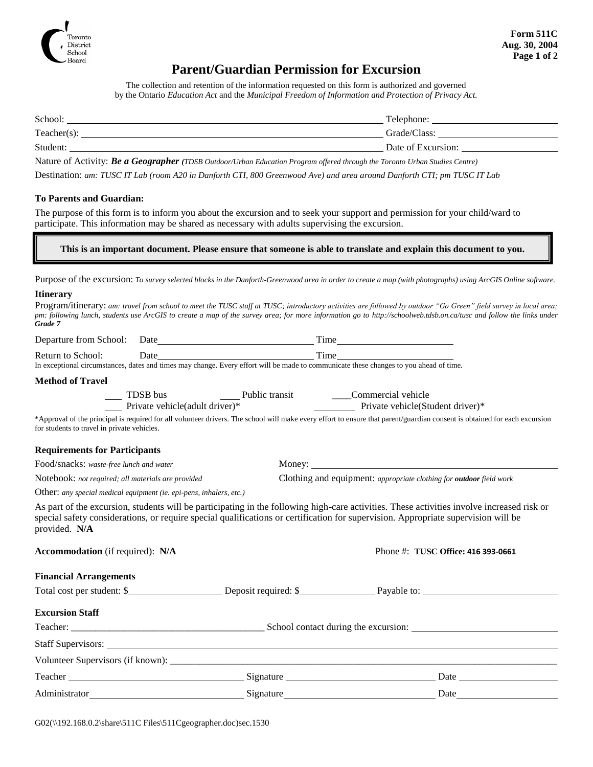Toronto District School Board

**Form 511C**
**Aug. 30, 2004**

# Parent/Guardian Permission for Excursion

The collection and retention of the information requested on this form is authorized and governed by the Ontario *Education Act* and the *Municipal Freedom of Information and Protection of Privacy Act.*

School: ______________________________ Telephone: ______________

Teacher(s): ______________________________ Grade/Class: ______________

Student: ______________________________ Date of Excursion: ______________

Nature of Activity: ***Be a Geographer*** *(TDSB Outdoor/Urban Education Program offered through the Toronto Urban Studies Centre)*

Destination: *am: TUSC IT Lab (room A20 in Danforth CTI, 800 Greenwood Ave) and area around Danforth CTI; pm TUSC IT Lab*

**To Parents and Guardian:**

The purpose of this form is to inform you about the excursion and to seek your support and permission for your child/ward to participate. This information may be shared as necessary with adults supervising the excursion.

**This is an important document. Please ensure that someone is able to translate and explain this document to you.**

Purpose of the excursion: *To survey selected blocks in the Danforth-Greenwood area in order to create a map (with photographs) using ArcGIS Online software.*

**Itinerary**

Program/itinerary: *am: travel from school to meet the TUSC staff at TUSC; introductory activities are followed by outdoor "Go Green" field survey in local area; pm: following lunch, students use ArcGIS to create a map of the survey area; for more information go to http://schoolweb.tdsb.on.ca/tusc and follow the links under **Grade 7***

Departure from School: Date ______________ Time ______________

Return to School: Date ______________ Time ______________

In exceptional circumstances, dates and times may change. Every effort will be made to communicate these changes to you ahead of time.

**Method of Travel**

___ TDSB bus ___ Public transit ___ Commercial vehicle
___ Private vehicle(adult driver)* ___ Private vehicle(Student driver)*

*Approval of the principal is required for all volunteer drivers. The school will make every effort to ensure that parent/guardian consent is obtained for each excursion for students to travel in private vehicles.

**Requirements for Participants**

Food/snacks: *waste-free lunch and water*

Money: ______________

Notebook: *not required; all materials are provided*

Clothing and equipment: *appropriate clothing for **outdoor** field work*

Other: *any special medical equipment (ie. epi-pens, inhalers, etc.)*

As part of the excursion, students will be participating in the following high-care activities. These activities involve increased risk or special safety considerations, or require special qualifications or certification for supervision. Appropriate supervision will be provided. **N/A**

**Accommodation** (if required): **N/A** Phone #: **TUSC Office: 416 393-0661**

**Financial Arrangements**

Total cost per student: $__________ Deposit required: $__________ Payable to: ______________

**Excursion Staff**

Teacher: ______________ School contact during the excursion: ______________

Staff Supervisors: ______________

Volunteer Supervisors (if known): ______________

Teacher ______________ Signature ______________ Date ______________

Administrator ______________ Signature ______________ Date ______________

G02(\\192.168.0.2\share\511C Files\511Cgeographer.doc)sec.1530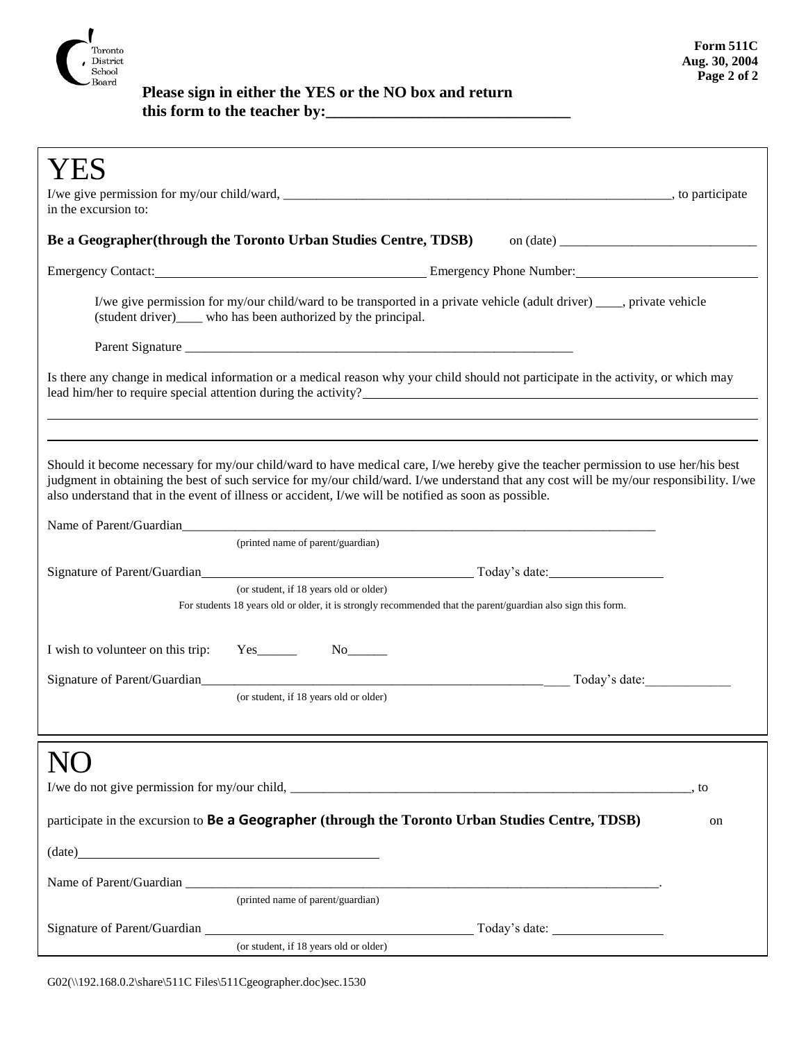Toronto District School Board

**Form 511C**
**Aug. 30, 2004**

**Please sign in either the YES or the NO box and return this form to the teacher by:______________________________**

# YES

I/we give permission for my/our child/ward, ____________________________________________________________, to participate in the excursion to:

**Be a Geographer(through the Toronto Urban Studies Centre, TDSB)** on (date) ______________________________

Emergency Contact:________________________________________ Emergency Phone Number:____________________________

I/we give permission for my/our child/ward to be transported in a private vehicle (adult driver) ____, private vehicle (student driver)____ who has been authorized by the principal.

Parent Signature ____________________________________________________________

Is there any change in medical information or a medical reason why your child should not participate in the activity, or which may lead him/her to require special attention during the activity?______________________________________________________

______________________________________________________________________________________________

______________________________________________________________________________________________

Should it become necessary for my/our child/ward to have medical care, I/we hereby give the teacher permission to use her/his best judgment in obtaining the best of such service for my/our child/ward. I/we understand that any cost will be my/our responsibility. I/we also understand that in the event of illness or accident, I/we will be notified as soon as possible.

Name of Parent/Guardian__________________________________________________________________________
(printed name of parent/guardian)

Signature of Parent/Guardian____________________________________________ Today's date:_________________
(or student, if 18 years old or older)

For students 18 years old or older, it is strongly recommended that the parent/guardian also sign this form.

I wish to volunteer on this trip: Yes______ No______

Signature of Parent/Guardian________________________________________________________ Today's date:_____________
(or student, if 18 years old or older)

# NO

I/we do not give permission for my/our child, ______________________________________________________________, to

participate in the excursion to **Be a Geographer (through the Toronto Urban Studies Centre, TDSB)** on

(date)__________________________________________

Name of Parent/Guardian ___________________________________________________________________________.
(printed name of parent/guardian)

Signature of Parent/Guardian ________________________________________ Today's date: _________________
(or student, if 18 years old or older)

G02(\\192.168.0.2\share\511C Files\511Cgeographer.doc)sec.1530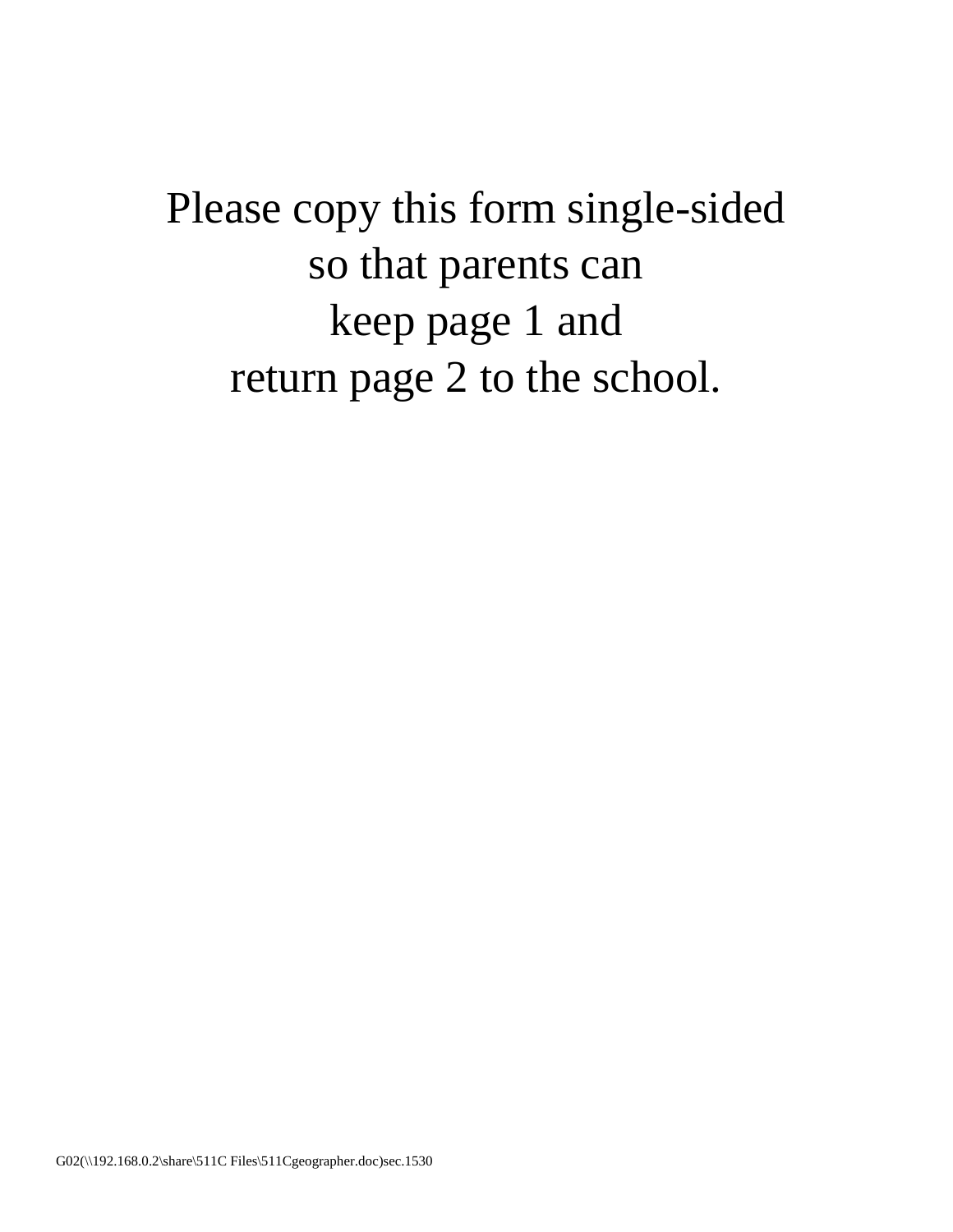Please copy this form single-sided
so that parents can
keep page 1 and
return page 2 to the school.

G02(\\192.168.0.2\share\511C Files\511Cgeographer.doc)sec.1530